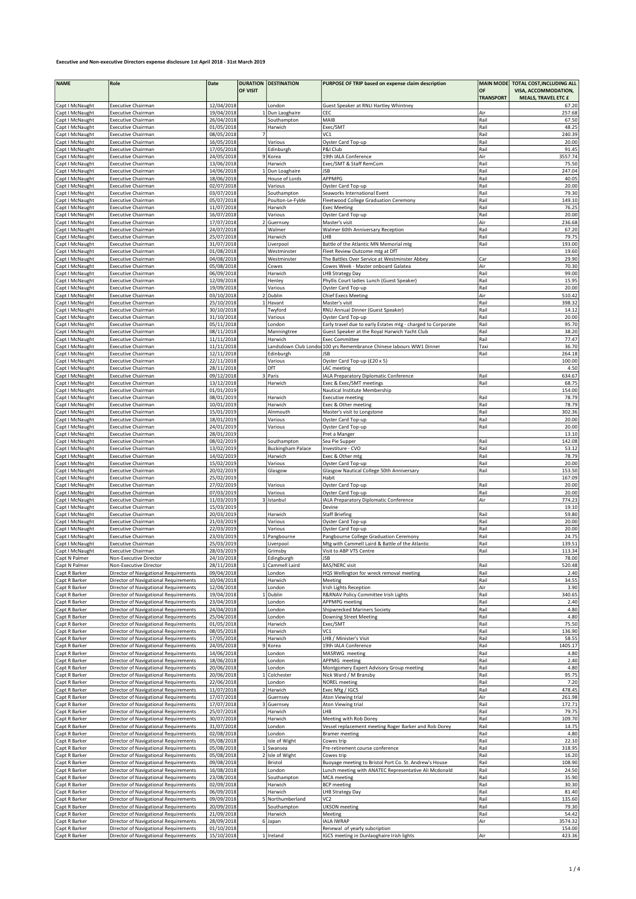**Executive and Non-executive Directors expense disclosure 1st April 2018 - 31st March 2019**

| NAME | Role | Date | DURATION OF VISIT | DESTINATION | PURPOSE OF TRIP based on expense claim description | MAIN MODE OF TRANSPORT | TOTAL COST,INCLUDING ALL VISA, ACCOMMODATION, MEALS, TRAVEL ETC £ |
|---|---|---|---|---|---|---|---|
| Capt I McNaught | Executive Chairman | 12/04/2018 | | London | Guest Speaker at RNLI Hartley Whintney | | 67.20 |
| Capt I McNaught | Executive Chairman | 19/04/2018 | 1 | Dun Laoghaire | CEC | Air | 257.68 |
| Capt I McNaught | Executive Chairman | 26/04/2018 | | Southampton | MAIB | Rail | 67.50 |
| Capt I McNaught | Executive Chairman | 01/05/2018 | | Harwich | Exec/SMT | Rail | 48.25 |
| Capt I McNaught | Executive Chairman | 08/05/2018 | 7 | | VC1 | Rail | 240.39 |
| Capt I McNaught | Executive Chairman | 16/05/2018 | | Various | Oyster Card Top-up | Rail | 20.00 |
| Capt I McNaught | Executive Chairman | 17/05/2018 | | Edinburgh | P&I Club | Rail | 91.45 |
| Capt I McNaught | Executive Chairman | 24/05/2018 | 9 | Korea | 19th IALA Conference | Air | 3557.74 |
| Capt I McNaught | Executive Chairman | 13/06/2018 | | Harwich | Exec/SMT & Staff RemCom | Rail | 75.50 |
| Capt I McNaught | Executive Chairman | 14/06/2018 | 1 | Dun Loaghaire | JSB | Rail | 247.04 |
| Capt I McNaught | Executive Chairman | 18/06/2018 | | House of Lords | APPMPG | Rail | 40.05 |
| Capt I McNaught | Executive Chairman | 02/07/2018 | | Various | Oyster Card Top-up | Rail | 20.00 |
| Capt I McNaught | Executive Chairman | 03/07/2018 | | Southampton | Seaworks International Event | Rail | 79.30 |
| Capt I McNaught | Executive Chairman | 05/07/2018 | | Poulton-Le-Fylde | Fleetwood College Graduation Ceremony | Rail | 149.10 |
| Capt I McNaught | Executive Chairman | 11/07/2018 | | Harwich | Exec Meeting | Rail | 76.25 |
| Capt I McNaught | Executive Chairman | 16/07/2018 | | Various | Oyster Card Top-up | Rail | 20.00 |
| Capt I McNaught | Executive Chairman | 17/07/2018 | 2 | Guernsey | Master's visit | Air | 236.68 |
| Capt I McNaught | Executive Chairman | 24/07/2018 | | Walmer | Walmer 60th Anniversary Reception | Rail | 67.20 |
| Capt I McNaught | Executive Chairman | 25/07/2018 | | Harwich | LHB | Rail | 79.75 |
| Capt I McNaught | Executive Chairman | 31/07/2018 | | Liverpool | Battle of the Atlantic MN Memorial mtg | Rail | 193.00 |
| Capt I McNaught | Executive Chairman | 01/08/2018 | | Westminster | Fleet Review Outcome mtg at DfT | | 19.60 |
| Capt I McNaught | Executive Chairman | 04/08/2018 | | Westminster | The Battles Over Service at Westminster Abbey | Car | 29.90 |
| Capt I McNaught | Executive Chairman | 05/08/2018 | | Cowes | Cowes Week - Master onboard Galatea | Air | 70.30 |
| Capt I McNaught | Executive Chairman | 06/09/2018 | | Harwich | LHB Strategy Day | Rail | 99.00 |
| Capt I McNaught | Executive Chairman | 12/09/2018 | | Henley | Phyllis Court ladies Lunch (Guest Speaker) | Rail | 15.95 |
| Capt I McNaught | Executive Chairman | 19/09/2018 | | Various | Oyster Card Top-up | Rail | 20.00 |
| Capt I McNaught | Executive Chairman | 03/10/2018 | 2 | Dublin | Chief Execs Meeting | Air | 510.42 |
| Capt I McNaught | Executive Chairman | 25/10/2018 | 1 | Havant | Master's visit | Rail | 398.32 |
| Capt I McNaught | Executive Chairman | 30/10/2018 | | Twyford | RNLI Annual Dinner (Guest Speaker) | Rail | 14.12 |
| Capt I McNaught | Executive Chairman | 31/10/2018 | | Various | Oyster Card Top-up | Rail | 20.00 |
| Capt I McNaught | Executive Chairman | 05/11/2018 | | London | Early travel due to early Estates mtg - charged to Corporate | Rail | 95.70 |
| Capt I McNaught | Executive Chairman | 08/11/2018 | | Manningtree | Guest Speaker at the Royal Harwich Yacht Club | Rail | 38.20 |
| Capt I McNaught | Executive Chairman | 11/11/2018 | | Harwich | Exec Committee | Rail | 77.47 |
| Capt I McNaught | Executive Chairman | 11/11/2018 | | Landsdown Club London | 100 yrs Remembrance Chinese labours WW1 Dinner | Taxi | 36.70 |
| Capt I McNaught | Executive Chairman | 12/11/2018 | | Edinburgh | JSB | Rail | 264.18 |
| Capt I McNaught | Executive Chairman | 22/11/2018 | | Various | Oyster Card Top-up (£20 x 5) | Rail | 100.00 |
| Capt I McNaught | Executive Chairman | 28/11/2018 | | DfT | LAC meeting | | 4.50 |
| Capt I McNaught | Executive Chairman | 09/12/2018 | 3 | Paris | IALA Preparatory Diplomatic Conference | Rail | 634.67 |
| Capt I McNaught | Executive Chairman | 13/12/2018 | | Harwich | Exec & Exec/SMT meetings | Rail | 68.75 |
| Capt I McNaught | Executive Chairman | 01/01/2019 | | | Nautical Institute Membership | | 154.00 |
| Capt I McNaught | Executive Chairman | 08/01/2019 | | Harwich | Executive meeting | Rail | 78.79 |
| Capt I McNaught | Executive Chairman | 10/01/2019 | | Harwich | Exec & Other meeting | Rail | 78.79 |
| Capt I McNaught | Executive Chairman | 15/01/2019 | | Alnmouth | Master's visit to Longstone | Rail | 302.36 |
| Capt I McNaught | Executive Chairman | 18/01/2019 | | Various | Oyster Card Top-up | Rail | 20.00 |
| Capt I McNaught | Executive Chairman | 24/01/2019 | | Various | Oyster Card Top-up | Rail | 20.00 |
| Capt I McNaught | Executive Chairman | 28/01/2019 | | | Pret a Manger | | 13.10 |
| Capt I McNaught | Executive Chairman | 08/02/2019 | | Southampton | Sea Pie Supper | Rail | 142.08 |
| Capt I McNaught | Executive Chairman | 13/02/2019 | | Buckingham Palace | Investiture - CVO | Rail | 53.12 |
| Capt I McNaught | Executive Chairman | 14/02/2019 | | Harwich | Exec & Other mtg | Rail | 78.79 |
| Capt I McNaught | Executive Chairman | 15/02/2019 | | Various | Oyster Card Top-up | Rail | 20.00 |
| Capt I McNaught | Executive Chairman | 20/02/2019 | | Glasgow | Glasgow Nautical College 50th Anniversary | Rail | 153.50 |
| Capt I McNaught | Executive Chairman | 25/02/2019 | | | Habit | | 167.09 |
| Capt I McNaught | Executive Chairman | 27/02/2019 | | Various | Oyster Card Top-up | Rail | 20.00 |
| Capt I McNaught | Executive Chairman | 07/03/2019 | | Various | Oyster Card Top-up | Rail | 20.00 |
| Capt I McNaught | Executive Chairman | 11/03/2019 | 3 | Istanbul | IALA Preparatory Diplomatic Conference | Air | 774.23 |
| Capt I McNaught | Executive Chairman | 15/03/2019 | | | Devine | | 19.10 |
| Capt I McNaught | Executive Chairman | 20/03/2019 | | Harwich | Staff Briefing | Rail | 59.80 |
| Capt I McNaught | Executive Chairman | 21/03/2019 | | Various | Oyster Card Top-up | Rail | 20.00 |
| Capt I McNaught | Executive Chairman | 22/03/2019 | | Various | Oyster Card Top-up | Rail | 20.00 |
| Capt I McNaught | Executive Chairman | 23/03/2019 | 1 | Pangbourne | Pangbourne College Graduation Ceremony | Rail | 24.75 |
| Capt I McNaught | Executive Chairman | 25/03/2019 | | Liverpool | Mtg with Cammell Laird & Battle of the Atlantic | Rail | 139.51 |
| Capt I McNaught | Executive Chairman | 28/03/2019 | | Grimsby | Visit to ABP VTS Centre | Rail | 113.34 |
| Capt N Palmer | Non-Executive Director | 24/10/2018 | | Edingburgh | JSB | | 78.00 |
| Capt N Palmer | Non-Executive Director | 28/11/2018 | 1 | Cammell Laird | BAS/NERC visit | Rail | 520.48 |
| Capt R Barker | Director of Navigational Requirements | 09/04/2018 | | London | HQS Wellington for wreck removal meeting | Rail | 2.40 |
| Capt R Barker | Director of Navigational Requirements | 10/04/2018 | | Harwich | Meeting | Rail | 34.55 |
| Capt R Barker | Director of Navigational Requirements | 12/04/2018 | | London | Irish Lights Reception | Air | 3.90 |
| Capt R Barker | Director of Navigational Requirements | 19/04/2018 | 1 | Dublin | R&RNAV Policy Committee Irish Lights | Rail | 340.65 |
| Capt R Barker | Director of Navigational Requirements | 23/04/2018 | | London | APPMPG meeting | Rail | 2.40 |
| Capt R Barker | Director of Navigational Requirements | 24/04/2018 | | London | Shipwrecked Mariners Society | Rail | 4.80 |
| Capt R Barker | Director of Navigational Requirements | 25/04/2018 | | London | Downing Street Meeting | Rail | 4.80 |
| Capt R Barker | Director of Navigational Requirements | 01/05/2018 | | Harwich | Exec/SMT | Rail | 75.50 |
| Capt R Barker | Director of Navigational Requirements | 08/05/2018 | | Harwich | VC1 | Rail | 136.90 |
| Capt R Barker | Director of Navigational Requirements | 17/05/2018 | | Harwich | LHB / Minister's Visit | Rail | 58.55 |
| Capt R Barker | Director of Navigational Requirements | 24/05/2018 | 9 | Korea | 19th IALA Conference | Rail | 1405.17 |
| Capt R Barker | Director of Navigational Requirements | 14/06/2018 | | London | MASRWG meeting | Rail | 4.80 |
| Capt R Barker | Director of Navigational Requirements | 18/06/2018 | | London | APPMG meeting | Rail | 2.40 |
| Capt R Barker | Director of Navigational Requirements | 20/06/2018 | | London | Montgomery Expert Advisory Group meeting | Rail | 4.80 |
| Capt R Barker | Director of Navigational Requirements | 20/06/2018 | 1 | Colchester | Nick Ward / M Bransby | Rail | 95.75 |
| Capt R Barker | Director of Navigational Requirements | 22/06/2018 | | London | NOREL meeting | Rail | 7.20 |
| Capt R Barker | Director of Navigational Requirements | 11/07/2018 | 2 | Harwich | Exec Mtg / IGC5 | Rail | 478.45 |
| Capt R Barker | Director of Navigational Requirements | 17/07/2018 | | Guernsey | Aton Viewing trial | Air | 261.98 |
| Capt R Barker | Director of Navigational Requirements | 17/07/2018 | 3 | Guernsey | Aton Viewing trial | Rail | 172.71 |
| Capt R Barker | Director of Navigational Requirements | 25/07/2018 | | Harwich | LHB | Rail | 79.75 |
| Capt R Barker | Director of Navigational Requirements | 30/07/2018 | | Harwich | Meeting with Rob Dorey | Rail | 109.70 |
| Capt R Barker | Director of Navigational Requirements | 31/07/2018 | | London | Vessel replacement meeting Roger Barker and Rob Dorey | Rail | 14.75 |
| Capt R Barker | Director of Navigational Requirements | 02/08/2018 | | London | Bramer meeting | Rail | 4.80 |
| Capt R Barker | Director of Navigational Requirements | 05/08/2018 | | Isle of Wight | Cowes trip | Rail | 22.10 |
| Capt R Barker | Director of Navigational Requirements | 05/08/2018 | 1 | Swansea | Pre-retirement course conference | Rail | 318.95 |
| Capt R Barker | Director of Navigational Requirements | 05/08/2018 | 2 | Isle of Wight | Cowes trip | Rail | 16.20 |
| Capt R Barker | Director of Navigational Requirements | 09/08/2018 | | Bristol | Buoyage meeting to Bristol Port Co. St. Andrew's House | Rail | 108.90 |
| Capt R Barker | Director of Navigational Requirements | 16/08/2018 | | London | Lunch meeting with ANATEC Representative Ali Mcdonald | Rail | 24.50 |
| Capt R Barker | Director of Navigational Requirements | 23/08/2018 | | Southampton | MCA meeting | Rail | 35.90 |
| Capt R Barker | Director of Navigational Requirements | 02/09/2018 | | Harwich | BCP meeting | Rail | 30.30 |
| Capt R Barker | Director of Navigational Requirements | 06/09/2018 | | Harwich | LHB Strategy Day | Rail | 81.40 |
| Capt R Barker | Director of Navigational Requirements | 09/09/2018 | 5 | Northumberland | VC2 | Rail | 135.60 |
| Capt R Barker | Director of Navigational Requirements | 20/09/2018 | | Southampton | UKSON meeting | Rail | 79.30 |
| Capt R Barker | Director of Navigational Requirements | 21/09/2018 | | Harwich | Meeting | Rail | 54.42 |
| Capt R Barker | Director of Navigational Requirements | 28/09/2018 | 6 | Japan | IALA IWRAP | Air | 3574.32 |
| Capt R Barker | Director of Navigational Requirements | 01/10/2018 | | | Renewal of yearly subcription | | 154.00 |
| Capt R Barker | Director of Navigational Requirements | 15/10/2018 | 1 | Ireland | IGC5 meeting in Dunlaoghaire Irish lights | Air | 423.36 |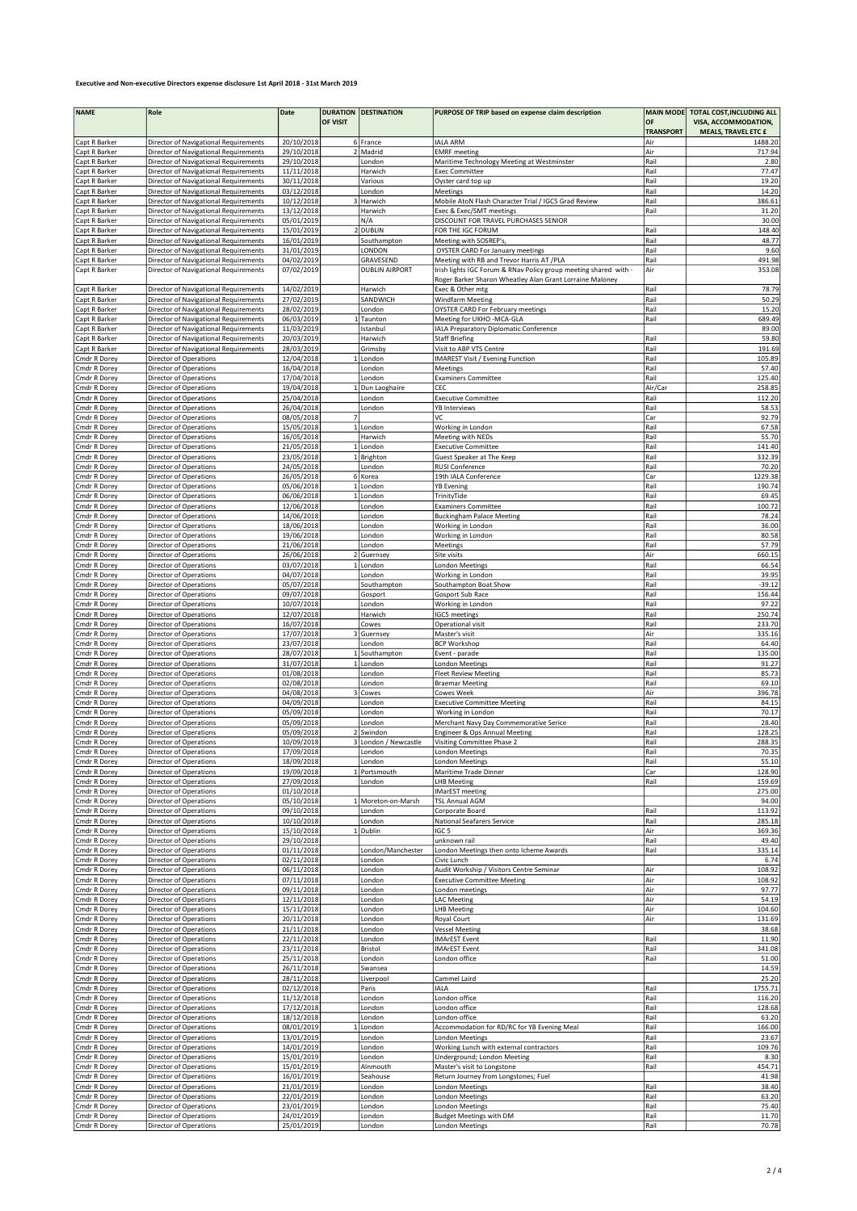**Executive and Non-executive Directors expense disclosure 1st April 2018 - 31st March 2019**

| NAME | Role | Date | DURATION OF VISIT | DESTINATION | PURPOSE OF TRIP based on expense claim description | MAIN MODE OF TRANSPORT | TOTAL COST,INCLUDING ALL VISA, ACCOMMODATION, MEALS, TRAVEL ETC £ |
|---|---|---|---|---|---|---|---|
| Capt R Barker | Director of Navigational Requirements | 20/10/2018 | 6 | France | IALA ARM | Air | 1488.20 |
| Capt R Barker | Director of Navigational Requirements | 29/10/2018 | 2 | Madrid | EMRF meeting | Air | 717.94 |
| Capt R Barker | Director of Navigational Requirements | 29/10/2018 | | London | Maritime Technology Meeting at Westminster | Rail | 2.80 |
| Capt R Barker | Director of Navigational Requirements | 11/11/2018 | | Harwich | Exec Committee | Rail | 77.47 |
| Capt R Barker | Director of Navigational Requirements | 30/11/2018 | | Various | Oyster card top up | Rail | 19.20 |
| Capt R Barker | Director of Navigational Requirements | 03/12/2018 | | London | Meetings | Rail | 14.20 |
| Capt R Barker | Director of Navigational Requirements | 10/12/2018 | 3 | Harwich | Mobile AtoN Flash Character Trial / IGC5 Grad Review | Rail | 386.61 |
| Capt R Barker | Director of Navigational Requirements | 13/12/2018 | | Harwich | Exec & Exec/SMT meetings | Rail | 31.20 |
| Capt R Barker | Director of Navigational Requirements | 05/01/2019 | | N/A | DISCOUNT FOR TRAVEL PURCHASES SENIOR | | 30.00 |
| Capt R Barker | Director of Navigational Requirements | 15/01/2019 | 2 | DUBLIN | FOR THE IGC FORUM | Rail | 148.40 |
| Capt R Barker | Director of Navigational Requirements | 16/01/2019 | | Southampton | Meeting with SOSREP's, | Rail | 48.77 |
| Capt R Barker | Director of Navigational Requirements | 31/01/2019 | | LONDON | OYSTER CARD For January meetings | Rail | 9.60 |
| Capt R Barker | Director of Navigational Requirements | 04/02/2019 | | GRAVESEND | Meeting with RB and Trevor Harris AT /PLA | Rail | 491.98 |
| Capt R Barker | Director of Navigational Requirements | 07/02/2019 | | DUBLIN AIRPORT | Irish lights IGC Forum & RNav Policy group meeting shared with - Roger Barker Sharon Wheatley Alan Grant Lorraine Maloney | Air | 353.08 |
| Capt R Barker | Director of Navigational Requirements | 14/02/2019 | | Harwich | Exec & Other mtg | Rail | 78.79 |
| Capt R Barker | Director of Navigational Requirements | 27/02/2019 | | SANDWICH | Windfarm Meeting | Rail | 50.29 |
| Capt R Barker | Director of Navigational Requirements | 28/02/2019 | | London | OYSTER CARD For February meetings | Rail | 15.20 |
| Capt R Barker | Director of Navigational Requirements | 06/03/2019 | 1 | Taunton | Meeting for UKHO -MCA-GLA | Rail | 689.49 |
| Capt R Barker | Director of Navigational Requirements | 11/03/2019 | | Istanbul | IALA Preparatory Diplomatic Conference | | 89.00 |
| Capt R Barker | Director of Navigational Requirements | 20/03/2019 | | Harwich | Staff Briefing | Rail | 59.80 |
| Capt R Barker | Director of Navigational Requirements | 28/03/2019 | | Grimsby | Visit to ABP VTS Centre | Rail | 191.69 |
| Cmdr R Dorey | Director of Operations | 12/04/2018 | 1 | London | IMAREST Visit / Evening Function | Rail | 105.89 |
| Cmdr R Dorey | Director of Operations | 16/04/2018 | | London | Meetings | Rail | 57.40 |
| Cmdr R Dorey | Director of Operations | 17/04/2018 | | London | Examiners Committee | Rail | 125.40 |
| Cmdr R Dorey | Director of Operations | 19/04/2018 | 1 | Dun Laoghaire | CEC | Air/Car | 258.85 |
| Cmdr R Dorey | Director of Operations | 25/04/2018 | | London | Executive Committee | Rail | 112.20 |
| Cmdr R Dorey | Director of Operations | 26/04/2018 | | London | YB Interviews | Rail | 58.53 |
| Cmdr R Dorey | Director of Operations | 08/05/2018 | 7 | | VC | Car | 92.79 |
| Cmdr R Dorey | Director of Operations | 15/05/2018 | 1 | London | Working in London | Rail | 67.58 |
| Cmdr R Dorey | Director of Operations | 16/05/2018 | | Harwich | Meeting with NEDs | Rail | 55.70 |
| Cmdr R Dorey | Director of Operations | 21/05/2018 | 1 | London | Executive Committee | Rail | 141.40 |
| Cmdr R Dorey | Director of Operations | 23/05/2018 | 1 | Brighton | Guest Speaker at The Keep | Rail | 332.39 |
| Cmdr R Dorey | Director of Operations | 24/05/2018 | | London | RUSI Conference | Rail | 70.20 |
| Cmdr R Dorey | Director of Operations | 26/05/2018 | 6 | Korea | 19th IALA Conference | Car | 1229.38 |
| Cmdr R Dorey | Director of Operations | 05/06/2018 | 1 | London | YB Evening | Rail | 190.74 |
| Cmdr R Dorey | Director of Operations | 06/06/2018 | 1 | London | TrinityTide | Rail | 69.45 |
| Cmdr R Dorey | Director of Operations | 12/06/2018 | | London | Examiners Committee | Rail | 100.72 |
| Cmdr R Dorey | Director of Operations | 14/06/2018 | | London | Buckingham Palace Meeting | Rail | 78.24 |
| Cmdr R Dorey | Director of Operations | 18/06/2018 | | London | Working in London | Rail | 36.00 |
| Cmdr R Dorey | Director of Operations | 19/06/2018 | | London | Working in London | Rail | 80.58 |
| Cmdr R Dorey | Director of Operations | 21/06/2018 | | London | Meetings | Rail | 57.79 |
| Cmdr R Dorey | Director of Operations | 26/06/2018 | 2 | Guernsey | Site visits | Air | 660.15 |
| Cmdr R Dorey | Director of Operations | 03/07/2018 | 1 | London | London Meetings | Rail | 66.54 |
| Cmdr R Dorey | Director of Operations | 04/07/2018 | | London | Working in London | Rail | 39.95 |
| Cmdr R Dorey | Director of Operations | 05/07/2018 | | Southampton | Southampton Boat Show | Rail | -39.12 |
| Cmdr R Dorey | Director of Operations | 09/07/2018 | | Gosport | Gosport Sub Race | Rail | 156.44 |
| Cmdr R Dorey | Director of Operations | 10/07/2018 | | London | Working in London | Rail | 97.22 |
| Cmdr R Dorey | Director of Operations | 12/07/2018 | | Harwich | IGC5 meetings | Rail | 250.74 |
| Cmdr R Dorey | Director of Operations | 16/07/2018 | | Cowes | Operational visit | Rail | 233.70 |
| Cmdr R Dorey | Director of Operations | 17/07/2018 | 3 | Guernsey | Master's visit | Air | 335.16 |
| Cmdr R Dorey | Director of Operations | 23/07/2018 | | London | BCP Workshop | Rail | 64.40 |
| Cmdr R Dorey | Director of Operations | 28/07/2018 | 1 | Southampton | Event - parade | Rail | 135.00 |
| Cmdr R Dorey | Director of Operations | 31/07/2018 | 1 | London | London Meetings | Rail | 91.27 |
| Cmdr R Dorey | Director of Operations | 01/08/2018 | | London | Fleet Review Meeting | Rail | 85.73 |
| Cmdr R Dorey | Director of Operations | 02/08/2018 | | London | Braemar Meeting | Rail | 69.10 |
| Cmdr R Dorey | Director of Operations | 04/08/2018 | 3 | Cowes | Cowes Week | Air | 396.78 |
| Cmdr R Dorey | Director of Operations | 04/09/2018 | | London | Executive Committee Meeting | Rail | 84.15 |
| Cmdr R Dorey | Director of Operations | 05/09/2018 | | London | Working in London | Rail | 70.17 |
| Cmdr R Dorey | Director of Operations | 05/09/2018 | | London | Merchant Navy Day Commemorative Serice | Rail | 28.40 |
| Cmdr R Dorey | Director of Operations | 05/09/2018 | 2 | Swindon | Engineer & Ops Annual Meeting | Rail | 128.25 |
| Cmdr R Dorey | Director of Operations | 10/09/2018 | 3 | London / Newcastle | Visiting Committee Phase 2 | Rail | 288.35 |
| Cmdr R Dorey | Director of Operations | 17/09/2018 | | London | London Meetings | Rail | 70.35 |
| Cmdr R Dorey | Director of Operations | 18/09/2018 | | London | London Meetings | Rail | 55.10 |
| Cmdr R Dorey | Director of Operations | 19/09/2018 | 1 | Portsmouth | Maritime Trade Dinner | Car | 128.90 |
| Cmdr R Dorey | Director of Operations | 27/09/2018 | | London | LHB Meeting | Rail | 159.69 |
| Cmdr R Dorey | Director of Operations | 01/10/2018 | | | IMarEST meeting | | 275.00 |
| Cmdr R Dorey | Director of Operations | 05/10/2018 | 1 | Moreton-on-Marsh | TSL Annual AGM | | 94.00 |
| Cmdr R Dorey | Director of Operations | 09/10/2018 | | London | Corporate Board | Rail | 113.92 |
| Cmdr R Dorey | Director of Operations | 10/10/2018 | | London | National Seafarers Service | Rail | 285.18 |
| Cmdr R Dorey | Director of Operations | 15/10/2018 | 1 | Dublin | IGC 5 | Air | 369.36 |
| Cmdr R Dorey | Director of Operations | 29/10/2018 | | | unknown rail | Rail | 49.40 |
| Cmdr R Dorey | Director of Operations | 01/11/2018 | | London/Manchester | London Meetings then onto Icheme Awards | Rail | 335.14 |
| Cmdr R Dorey | Director of Operations | 02/11/2018 | | London | Civic Lunch | | 6.74 |
| Cmdr R Dorey | Director of Operations | 06/11/2018 | | London | Audit Workship / Visitors Centre Seminar | Air | 108.92 |
| Cmdr R Dorey | Director of Operations | 07/11/2018 | | London | Executive Committee Meeting | Air | 108.92 |
| Cmdr R Dorey | Director of Operations | 09/11/2018 | | London | London meetings | Air | 97.77 |
| Cmdr R Dorey | Director of Operations | 12/11/2018 | | London | LAC Meeting | Air | 54.19 |
| Cmdr R Dorey | Director of Operations | 15/11/2018 | | London | LHB Meeting | Air | 104.60 |
| Cmdr R Dorey | Director of Operations | 20/11/2018 | | London | Royal Court | Air | 131.69 |
| Cmdr R Dorey | Director of Operations | 21/11/2018 | | London | Vessel Meeting | | 38.68 |
| Cmdr R Dorey | Director of Operations | 22/11/2018 | | London | IMArEST Event | Rail | 11.90 |
| Cmdr R Dorey | Director of Operations | 23/11/2018 | | Bristol | IMArEST Event | Rail | 341.08 |
| Cmdr R Dorey | Director of Operations | 25/11/2018 | | London | London office | Rail | 51.00 |
| Cmdr R Dorey | Director of Operations | 26/11/2018 | | Swansea | | | 14.59 |
| Cmdr R Dorey | Director of Operations | 28/11/2018 | | Liverpool | Cammel Laird | | 25.20 |
| Cmdr R Dorey | Director of Operations | 02/12/2018 | | Paris | IALA | Rail | 1755.71 |
| Cmdr R Dorey | Director of Operations | 11/12/2018 | | London | London office | Rail | 116.20 |
| Cmdr R Dorey | Director of Operations | 17/12/2018 | | London | London office | Rail | 128.68 |
| Cmdr R Dorey | Director of Operations | 18/12/2018 | | London | London office | Rail | 63.20 |
| Cmdr R Dorey | Director of Operations | 08/01/2019 | 1 | London | Accommodation for RD/RC for YB Evening Meal | Rail | 166.00 |
| Cmdr R Dorey | Director of Operations | 13/01/2019 | | London | London Meetings | Rail | 23.67 |
| Cmdr R Dorey | Director of Operations | 14/01/2019 | | London | Working Lunch with external contractors | Rail | 109.76 |
| Cmdr R Dorey | Director of Operations | 15/01/2019 | | London | Underground; London Meeting | Rail | 8.30 |
| Cmdr R Dorey | Director of Operations | 15/01/2019 | | Alnmouth | Master's visit to Longstone | Rail | 454.71 |
| Cmdr R Dorey | Director of Operations | 16/01/2019 | | Seahouse | Return Journey from Longstones; Fuel | | 41.98 |
| Cmdr R Dorey | Director of Operations | 21/01/2019 | | London | London Meetings | Rail | 38.40 |
| Cmdr R Dorey | Director of Operations | 22/01/2019 | | London | London Meetings | Rail | 63.20 |
| Cmdr R Dorey | Director of Operations | 23/01/2019 | | London | London Meetings | Rail | 75.40 |
| Cmdr R Dorey | Director of Operations | 24/01/2019 | | London | Budget Meetings with DM | Rail | 11.70 |
| Cmdr R Dorey | Director of Operations | 25/01/2019 | | London | London Meetings | Rail | 70.78 |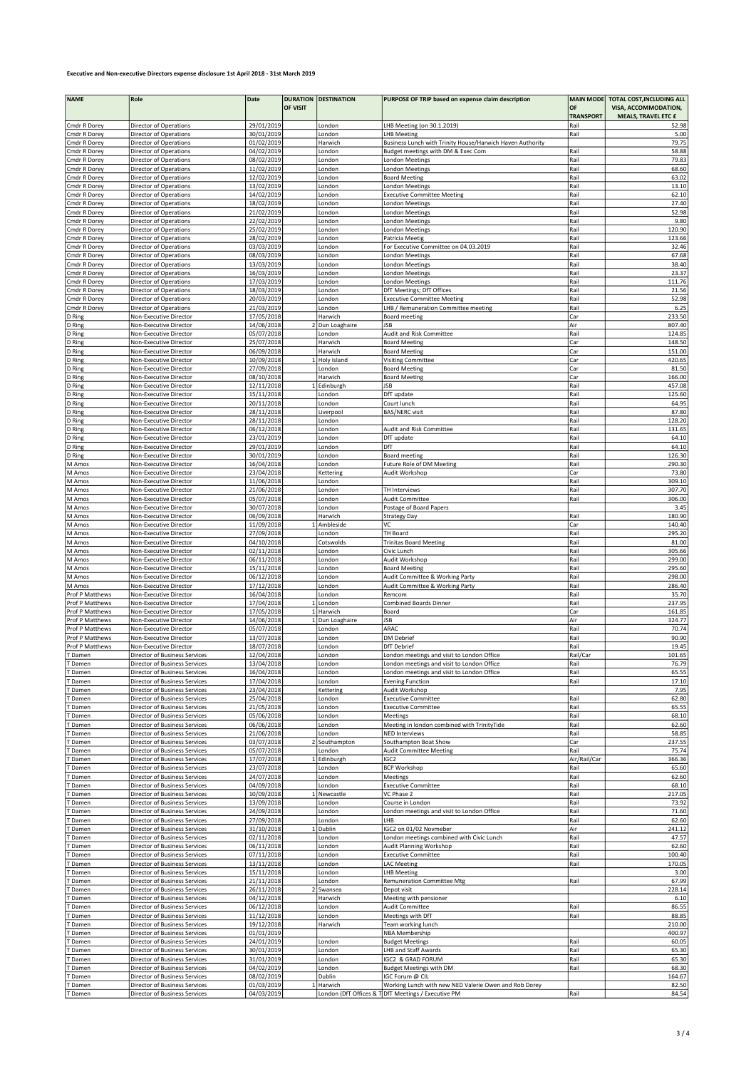**Executive and Non-executive Directors expense disclosure 1st April 2018 - 31st March 2019**

| NAME | Role | Date | DURATION OF VISIT | DESTINATION | PURPOSE OF TRIP based on expense claim description | MAIN MODE OF TRANSPORT | TOTAL COST,INCLUDING ALL VISA, ACCOMMODATION, MEALS, TRAVEL ETC £ |
|---|---|---|---|---|---|---|---|
| Cmdr R Dorey | Director of Operations | 29/01/2019 | | London | LHB Meeting (on 30.1.2019) | Rail | 52.98 |
| Cmdr R Dorey | Director of Operations | 30/01/2019 | | London | LHB Meeting | Rail | 5.00 |
| Cmdr R Dorey | Director of Operations | 01/02/2019 | | Harwich | Business Lunch with Trinity House/Harwich Haven Authority | | 79.75 |
| Cmdr R Dorey | Director of Operations | 04/02/2019 | | London | Budget meetings with DM & Exec Com | Rail | 58.88 |
| Cmdr R Dorey | Director of Operations | 08/02/2019 | | London | London Meetings | Rail | 79.83 |
| Cmdr R Dorey | Director of Operations | 11/02/2019 | | London | London Meetings | Rail | 68.60 |
| Cmdr R Dorey | Director of Operations | 12/02/2019 | | London | Board Meeting | Rail | 63.02 |
| Cmdr R Dorey | Director of Operations | 13/02/2019 | | London | London Meetings | Rail | 13.10 |
| Cmdr R Dorey | Director of Operations | 14/02/2019 | | London | Executive Committee Meeting | Rail | 62.10 |
| Cmdr R Dorey | Director of Operations | 18/02/2019 | | London | London Meetings | Rail | 27.40 |
| Cmdr R Dorey | Director of Operations | 21/02/2019 | | London | London Meetings | Rail | 52.98 |
| Cmdr R Dorey | Director of Operations | 22/02/2019 | | London | London Meetings | Rail | 9.80 |
| Cmdr R Dorey | Director of Operations | 25/02/2019 | | London | London Meetings | Rail | 120.90 |
| Cmdr R Dorey | Director of Operations | 28/02/2019 | | London | Patricia Meetig | Rail | 123.66 |
| Cmdr R Dorey | Director of Operations | 03/03/2019 | | London | For Executive Committee on 04.03.2019 | Rail | 32.46 |
| Cmdr R Dorey | Director of Operations | 08/03/2019 | | London | London Meetings | Rail | 67.68 |
| Cmdr R Dorey | Director of Operations | 13/03/2019 | | London | London Meetings | Rail | 38.40 |
| Cmdr R Dorey | Director of Operations | 16/03/2019 | | London | London Meetings | Rail | 23.37 |
| Cmdr R Dorey | Director of Operations | 17/03/2019 | | London | London Meetings | Rail | 111.76 |
| Cmdr R Dorey | Director of Operations | 18/03/2019 | | London | DfT Meetings; DfT Offices | Rail | 21.56 |
| Cmdr R Dorey | Director of Operations | 20/03/2019 | | London | Executive Committee Meeting | Rail | 52.98 |
| Cmdr R Dorey | Director of Operations | 21/03/2019 | | London | LHB / Remuneration Committee meeting | Rail | 6.25 |
| D Ring | Non-Executive Director | 17/05/2018 | | Harwich | Board meeting | Car | 233.50 |
| D Ring | Non-Executive Director | 14/06/2018 | 2 | Dun Loaghaire | JSB | Air | 807.40 |
| D Ring | Non-Executive Director | 05/07/2018 | | London | Audit and Risk Committee | Rail | 124.85 |
| D Ring | Non-Executive Director | 25/07/2018 | | Harwich | Board Meeting | Car | 148.50 |
| D Ring | Non-Executive Director | 06/09/2018 | | Harwich | Board Meeting | Car | 151.00 |
| D Ring | Non-Executive Director | 10/09/2018 | 1 | Holy Island | Visiting Committee | Car | 420.65 |
| D Ring | Non-Executive Director | 27/09/2018 | | London | Board Meeting | Car | 81.50 |
| D Ring | Non-Executive Director | 08/10/2018 | | Harwich | Board Meeting | Car | 166.00 |
| D Ring | Non-Executive Director | 12/11/2018 | 1 | Edinburgh | JSB | Rail | 457.08 |
| D Ring | Non-Executive Director | 15/11/2018 | | London | DfT update | Rail | 125.60 |
| D Ring | Non-Executive Director | 20/11/2018 | | London | Court lunch | Rail | 64.95 |
| D Ring | Non-Executive Director | 28/11/2018 | | Liverpool | BAS/NERC visit | Rail | 87.80 |
| D Ring | Non-Executive Director | 28/11/2018 | | London | | Rail | 128.20 |
| D Ring | Non-Executive Director | 06/12/2018 | | London | Audit and Risk Committee | Rail | 131.65 |
| D Ring | Non-Executive Director | 23/01/2019 | | London | DfT update | Rail | 64.10 |
| D Ring | Non-Executive Director | 29/01/2019 | | London | DfT | Rail | 64.10 |
| D Ring | Non-Executive Director | 30/01/2019 | | London | Board meeting | Rail | 126.30 |
| M Amos | Non-Executive Director | 16/04/2018 | | London | Future Role of DM Meeting | Rail | 290.30 |
| M Amos | Non-Executive Director | 23/04/2018 | | Kettering | Audit Workshop | Car | 73.80 |
| M Amos | Non-Executive Director | 11/06/2018 | | London | | Rail | 309.10 |
| M Amos | Non-Executive Director | 21/06/2018 | | London | TH Interviews | Rail | 307.70 |
| M Amos | Non-Executive Director | 05/07/2018 | | London | Audit Committee | Rail | 306.00 |
| M Amos | Non-Executive Director | 30/07/2018 | | London | Postage of Board Papers | | 3.45 |
| M Amos | Non-Executive Director | 06/09/2018 | | Harwich | Strategy Day | Rail | 180.90 |
| M Amos | Non-Executive Director | 11/09/2018 | 1 | Ambleside | VC | Car | 140.40 |
| M Amos | Non-Executive Director | 27/09/2018 | | London | TH Board | Rail | 295.20 |
| M Amos | Non-Executive Director | 04/10/2018 | | Cotswolds | Trinitas Board Meeting | Rail | 81.00 |
| M Amos | Non-Executive Director | 02/11/2018 | | London | Civic Lunch | Rail | 305.66 |
| M Amos | Non-Executive Director | 06/11/2018 | | London | Audit Workshop | Rail | 299.00 |
| M Amos | Non-Executive Director | 15/11/2018 | | London | Board Meeting | Rail | 295.60 |
| M Amos | Non-Executive Director | 06/12/2018 | | London | Audit Committee & Working Party | Rail | 298.00 |
| M Amos | Non-Executive Director | 17/12/2018 | | London | Audit Committee & Working Party | Rail | 286.40 |
| Prof P Matthews | Non-Executive Director | 16/04/2018 | | London | Remcom | Rail | 35.70 |
| Prof P Matthews | Non-Executive Director | 17/04/2018 | 1 | London | Combined Boards Dinner | Rail | 237.95 |
| Prof P Matthews | Non-Executive Director | 17/05/2018 | 1 | Harwich | Board | Car | 161.85 |
| Prof P Matthews | Non-Executive Director | 14/06/2018 | 1 | Dun Loaghaire | JSB | Air | 324.77 |
| Prof P Matthews | Non-Executive Director | 05/07/2018 | | London | ARAC | Rail | 70.74 |
| Prof P Matthews | Non-Executive Director | 13/07/2018 | | London | DM Debrief | Rail | 90.90 |
| Prof P Matthews | Non-Executive Director | 18/07/2018 | | London | DfT Debrief | Rail | 19.45 |
| T Damen | Director of Business Services | 12/04/2018 | | London | London meetings and visit to London Office | Rail/Car | 101.65 |
| T Damen | Director of Business Services | 13/04/2018 | | London | London meetings and visit to London Office | Rail | 76.79 |
| T Damen | Director of Business Services | 16/04/2018 | | London | London meetings and visit to London Office | Rail | 65.55 |
| T Damen | Director of Business Services | 17/04/2018 | | London | Evening Function | Rail | 17.10 |
| T Damen | Director of Business Services | 23/04/2018 | | Kettering | Audit Workshop | | 7.95 |
| T Damen | Director of Business Services | 25/04/2018 | | London | Executive Committee | Rail | 62.80 |
| T Damen | Director of Business Services | 21/05/2018 | | London | Executive Committee | Rail | 65.55 |
| T Damen | Director of Business Services | 05/06/2018 | | London | Meetings | Rail | 68.10 |
| T Damen | Director of Business Services | 06/06/2018 | | London | Meeting in london combined with TrinityTide | Rail | 62.60 |
| T Damen | Director of Business Services | 21/06/2018 | | London | NED Interviews | Rail | 58.85 |
| T Damen | Director of Business Services | 03/07/2018 | 2 | Southampton | Southampton Boat Show | Car | 237.55 |
| T Damen | Director of Business Services | 05/07/2018 | | London | Audit Committee Meeting | Rail | 75.74 |
| T Damen | Director of Business Services | 17/07/2018 | 1 | Edinburgh | IGC2 | Air/Rail/Car | 366.36 |
| T Damen | Director of Business Services | 23/07/2018 | | London | BCP Workshop | Rail | 65.60 |
| T Damen | Director of Business Services | 24/07/2018 | | London | Meetings | Rail | 62.60 |
| T Damen | Director of Business Services | 04/09/2018 | | London | Executive Committee | Rail | 68.10 |
| T Damen | Director of Business Services | 10/09/2018 | 1 | Newcastle | VC Phase 2 | Rail | 217.05 |
| T Damen | Director of Business Services | 13/09/2018 | | London | Course in London | Rail | 73.92 |
| T Damen | Director of Business Services | 24/09/2018 | | London | London meetings and visit to London Office | Rail | 71.60 |
| T Damen | Director of Business Services | 27/09/2018 | | London | LHB | Rail | 62.60 |
| T Damen | Director of Business Services | 31/10/2018 | 1 | Dublin | IGC2 on 01/02 Novmeber | Air | 241.12 |
| T Damen | Director of Business Services | 02/11/2018 | | London | London meetings combined with Civic Lunch | Rail | 47.57 |
| T Damen | Director of Business Services | 06/11/2018 | | London | Audit Planning Workshop | Rail | 62.60 |
| T Damen | Director of Business Services | 07/11/2018 | | London | Executive Committee | Rail | 100.40 |
| T Damen | Director of Business Services | 13/11/2018 | | London | LAC Meeting | Rail | 170.05 |
| T Damen | Director of Business Services | 15/11/2018 | | London | LHB Meeting | | 3.00 |
| T Damen | Director of Business Services | 21/11/2018 | | London | Remuneration Committee Mtg | Rail | 67.99 |
| T Damen | Director of Business Services | 26/11/2018 | 2 | Swansea | Depot visit | | 228.14 |
| T Damen | Director of Business Services | 04/12/2018 | | Harwich | Meeting with pensioner | | 6.10 |
| T Damen | Director of Business Services | 06/12/2018 | | London | Audit Committee | Rail | 86.55 |
| T Damen | Director of Business Services | 11/12/2018 | | London | Meetings with DfT | Rail | 88.85 |
| T Damen | Director of Business Services | 19/12/2018 | | Harwich | Team working lunch | | 210.00 |
| T Damen | Director of Business Services | 01/01/2019 | | | NBA Membership | | 400.97 |
| T Damen | Director of Business Services | 24/01/2019 | | London | Budget Meetings | Rail | 60.05 |
| T Damen | Director of Business Services | 30/01/2019 | | London | LHB and Staff Awards | Rail | 65.30 |
| T Damen | Director of Business Services | 31/01/2019 | | London | IGC2 & GRAD FORUM | Rail | 65.30 |
| T Damen | Director of Business Services | 04/02/2019 | | London | Budget Meetings with DM | Rail | 68.30 |
| T Damen | Director of Business Services | 08/02/2019 | | Dublin | IGC Forum @ CIL | | 164.67 |
| T Damen | Director of Business Services | 01/03/2019 | 1 | Harwich | Working Lunch with new NED Valerie Owen and Rob Dorey | | 82.50 |
| T Damen | Director of Business Services | 04/03/2019 | | London (DfT Offices & T | DfT Meetings / Executive PM | Rail | 84.54 |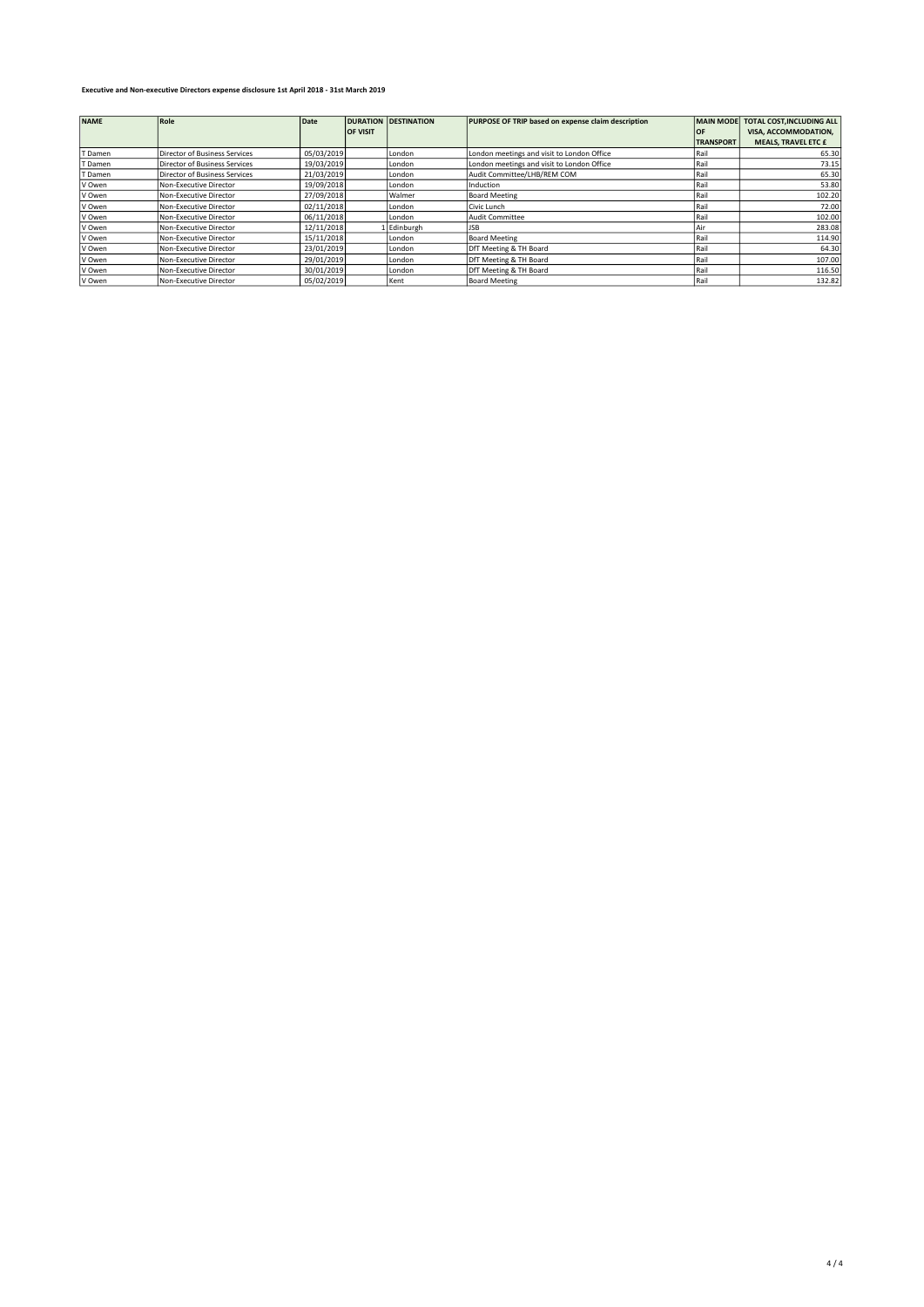**Executive and Non-executive Directors expense disclosure 1st April 2018 - 31st March 2019**

| NAME | Role | Date | DURATION OF VISIT | DESTINATION | PURPOSE OF TRIP based on expense claim description | MAIN MODE OF TRANSPORT | TOTAL COST,INCLUDING ALL VISA, ACCOMMODATION, MEALS, TRAVEL ETC £ |
|---|---|---|---|---|---|---|---|
| T Damen | Director of Business Services | 05/03/2019 | | London | London meetings and visit to London Office | Rail | 65.30 |
| T Damen | Director of Business Services | 19/03/2019 | | London | London meetings and visit to London Office | Rail | 73.15 |
| T Damen | Director of Business Services | 21/03/2019 | | London | Audit Committee/LHB/REM COM | Rail | 65.30 |
| V Owen | Non-Executive Director | 19/09/2018 | | London | Induction | Rail | 53.80 |
| V Owen | Non-Executive Director | 27/09/2018 | | Walmer | Board Meeting | Rail | 102.20 |
| V Owen | Non-Executive Director | 02/11/2018 | | London | Civic Lunch | Rail | 72.00 |
| V Owen | Non-Executive Director | 06/11/2018 | | London | Audit Committee | Rail | 102.00 |
| V Owen | Non-Executive Director | 12/11/2018 | 1 | Edinburgh | JSB | Air | 283.08 |
| V Owen | Non-Executive Director | 15/11/2018 | | London | Board Meeting | Rail | 114.90 |
| V Owen | Non-Executive Director | 23/01/2019 | | London | DfT Meeting & TH Board | Rail | 64.30 |
| V Owen | Non-Executive Director | 29/01/2019 | | London | DfT Meeting & TH Board | Rail | 107.00 |
| V Owen | Non-Executive Director | 30/01/2019 | | London | DfT Meeting & TH Board | Rail | 116.50 |
| V Owen | Non-Executive Director | 05/02/2019 | | Kent | Board Meeting | Rail | 132.82 |